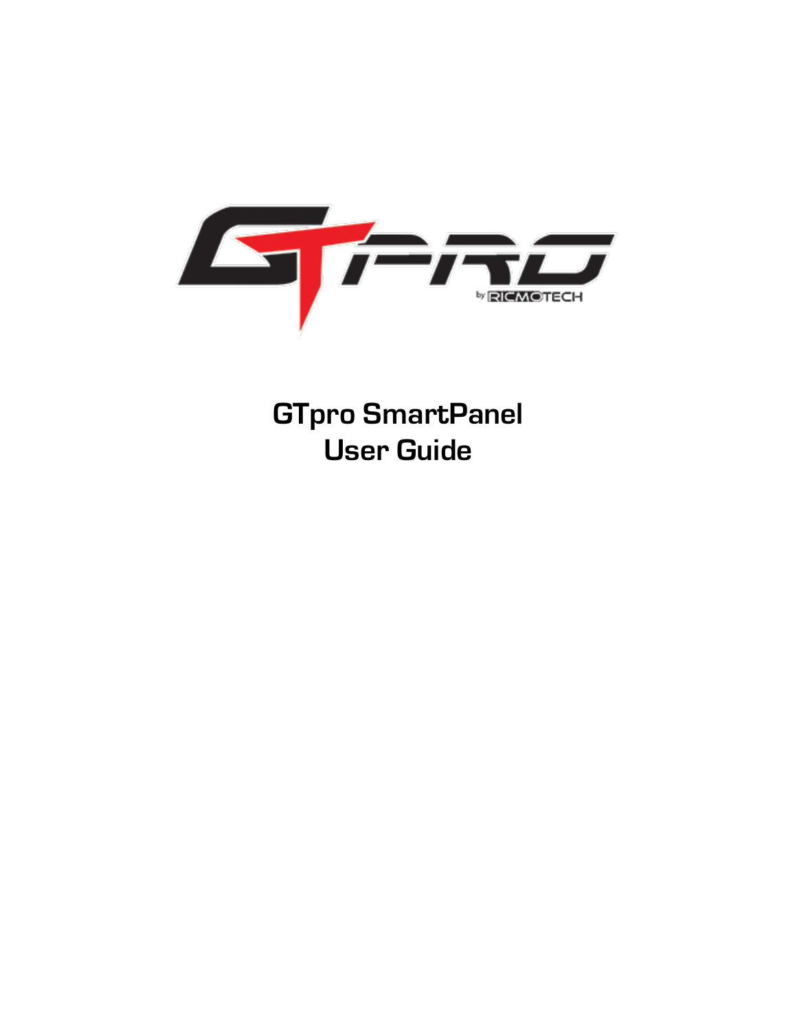# GTpro SmartPanel User Guide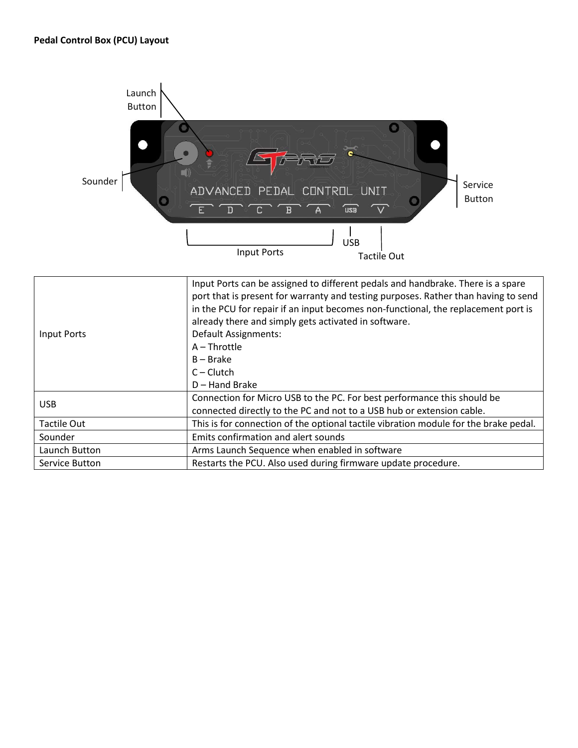**Pedal Control Box (PCU) Layout**

| | |
|---|---|
| Input Ports | Input Ports can be assigned to different pedals and handbrake. There is a spare port that is present for warranty and testing purposes. Rather than having to send in the PCU for repair if an input becomes non-functional, the replacement port is already there and simply gets activated in software.<br>Default Assignments:<br>A – Throttle<br>B – Brake<br>C – Clutch<br>D – Hand Brake |
| USB | Connection for Micro USB to the PC. For best performance this should be connected directly to the PC and not to a USB hub or extension cable. |
| Tactile Out | This is for connection of the optional tactile vibration module for the brake pedal. |
| Sounder | Emits confirmation and alert sounds |
| Launch Button | Arms Launch Sequence when enabled in software |
| Service Button | Restarts the PCU. Also used during firmware update procedure. |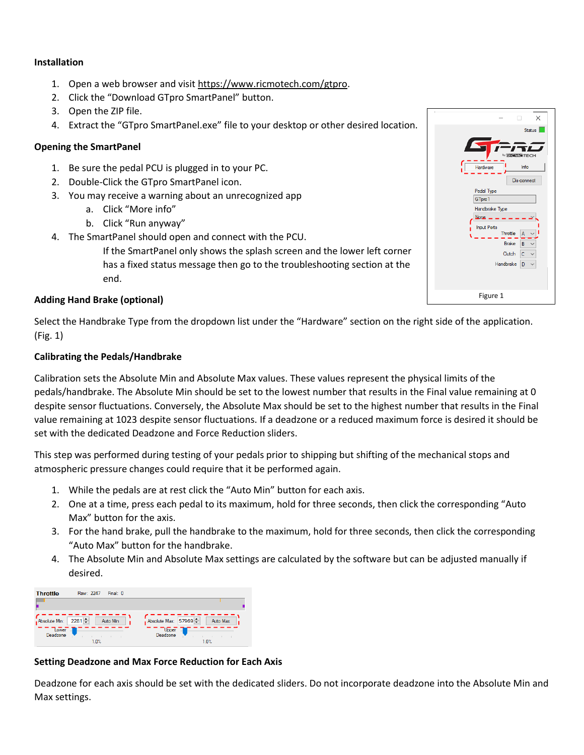**Installation**

1. Open a web browser and visit https://www.ricmotech.com/gtpro.
2. Click the "Download GTpro SmartPanel" button.
3. Open the ZIP file.
4. Extract the "GTpro SmartPanel.exe" file to your desktop or other desired location.

**Opening the SmartPanel**

1. Be sure the pedal PCU is plugged in to your PC.
2. Double-Click the GTpro SmartPanel icon.
3. You may receive a warning about an unrecognized app
   a. Click "More info"
   b. Click "Run anyway"
4. The SmartPanel should open and connect with the PCU.

   If the SmartPanel only shows the splash screen and the lower left corner has a fixed status message then go to the troubleshooting section at the end.

Figure 1

**Adding Hand Brake (optional)**

Select the Handbrake Type from the dropdown list under the "Hardware" section on the right side of the application. (Fig. 1)

**Calibrating the Pedals/Handbrake**

Calibration sets the Absolute Min and Absolute Max values. These values represent the physical limits of the pedals/handbrake. The Absolute Min should be set to the lowest number that results in the Final value remaining at 0 despite sensor fluctuations. Conversely, the Absolute Max should be set to the highest number that results in the Final value remaining at 1023 despite sensor fluctuations. If a deadzone or a reduced maximum force is desired it should be set with the dedicated Deadzone and Force Reduction sliders.

This step was performed during testing of your pedals prior to shipping but shifting of the mechanical stops and atmospheric pressure changes could require that it be performed again.

1. While the pedals are at rest click the "Auto Min" button for each axis.
2. One at a time, press each pedal to its maximum, hold for three seconds, then click the corresponding "Auto Max" button for the axis.
3. For the hand brake, pull the handbrake to the maximum, hold for three seconds, then click the corresponding "Auto Max" button for the handbrake.
4. The Absolute Min and Absolute Max settings are calculated by the software but can be adjusted manually if desired.

**Setting Deadzone and Max Force Reduction for Each Axis**

Deadzone for each axis should be set with the dedicated sliders. Do not incorporate deadzone into the Absolute Min and Max settings.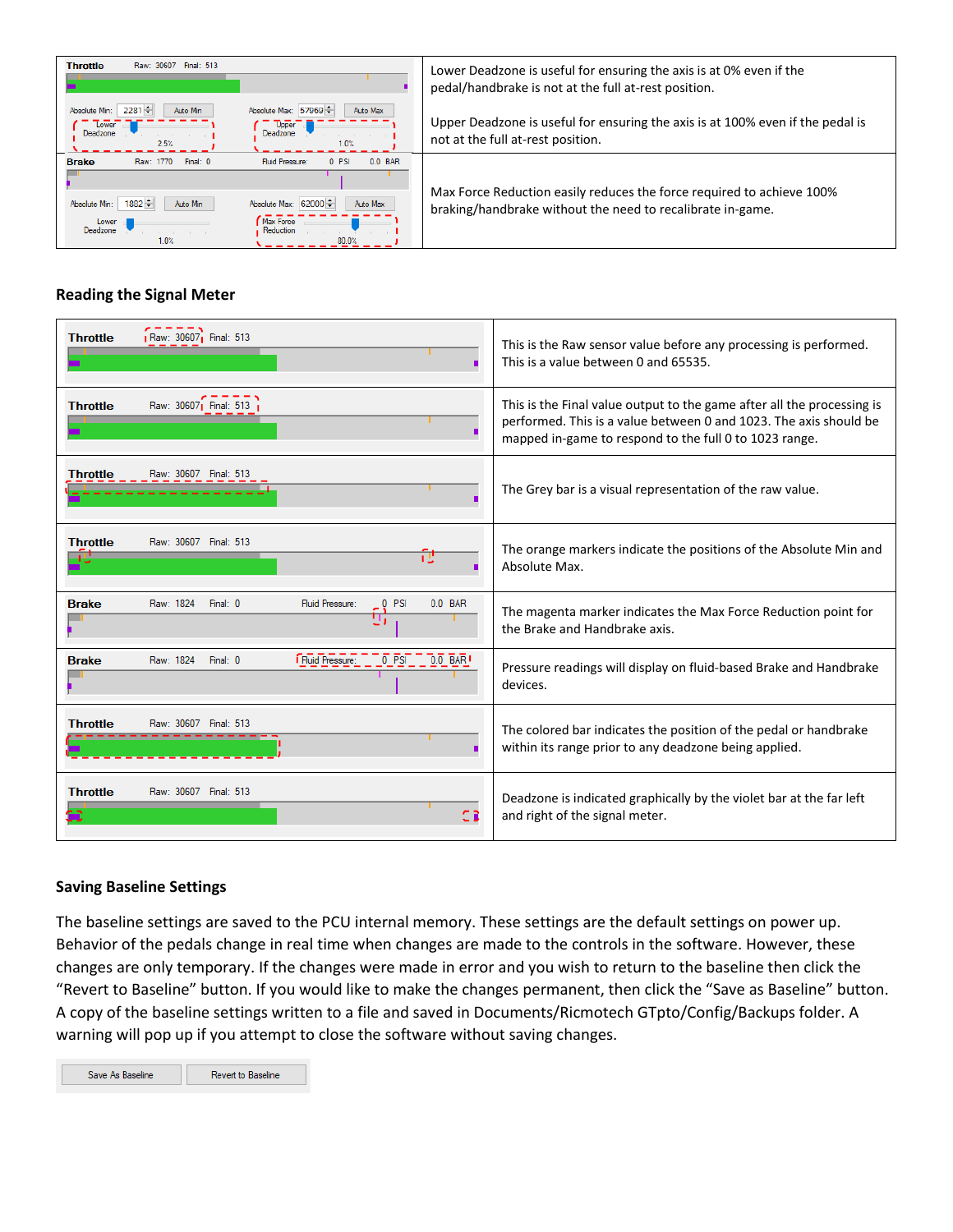| | |
|---|---|
| Throttle Raw: 30607 Final: 513 | Lower Deadzone is useful for ensuring the axis is at 0% even if the pedal/handbrake is not at the full at-rest position.<br><br>Upper Deadzone is useful for ensuring the axis is at 100% even if the pedal is not at the full at-rest position. |
| Brake Raw: 1770 Final: 0 | Max Force Reduction easily reduces the force required to achieve 100% braking/handbrake without the need to recalibrate in-game. |

### Reading the Signal Meter

| | |
|---|---|
| Throttle Raw: 30607 Final: 513 | This is the Raw sensor value before any processing is performed. This is a value between 0 and 65535. |
| Throttle Raw: 30607 Final: 513 | This is the Final value output to the game after all the processing is performed. This is a value between 0 and 1023. The axis should be mapped in-game to respond to the full 0 to 1023 range. |
| Throttle Raw: 30607 Final: 513 | The Grey bar is a visual representation of the raw value. |
| Throttle Raw: 30607 Final: 513 | The orange markers indicate the positions of the Absolute Min and Absolute Max. |
| Brake Raw: 1824 Final: 0 Fluid Pressure: 0 PSI 0.0 BAR | The magenta marker indicates the Max Force Reduction point for the Brake and Handbrake axis. |
| Brake Raw: 1824 Final: 0 Fluid Pressure: 0 PSI 0.0 BAR | Pressure readings will display on fluid-based Brake and Handbrake devices. |
| Throttle Raw: 30607 Final: 513 | The colored bar indicates the position of the pedal or handbrake within its range prior to any deadzone being applied. |
| Throttle Raw: 30607 Final: 513 | Deadzone is indicated graphically by the violet bar at the far left and right of the signal meter. |

### Saving Baseline Settings

The baseline settings are saved to the PCU internal memory. These settings are the default settings on power up. Behavior of the pedals change in real time when changes are made to the controls in the software. However, these changes are only temporary. If the changes were made in error and you wish to return to the baseline then click the "Revert to Baseline" button. If you would like to make the changes permanent, then click the "Save as Baseline" button. A copy of the baseline settings written to a file and saved in Documents/Ricmotech GTpto/Config/Backups folder. A warning will pop up if you attempt to close the software without saving changes.

Save As Baseline | Revert to Baseline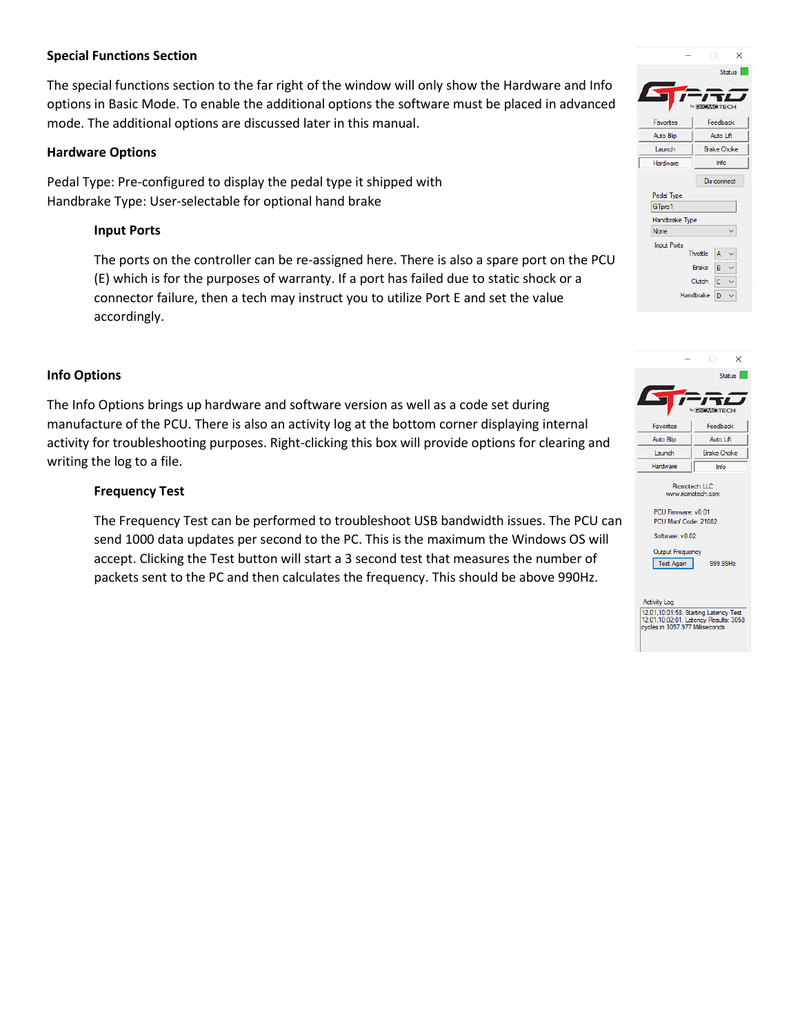**Special Functions Section**

The special functions section to the far right of the window will only show the Hardware and Info options in Basic Mode. To enable the additional options the software must be placed in advanced mode. The additional options are discussed later in this manual.

**Hardware Options**

Pedal Type: Pre-configured to display the pedal type it shipped with
Handbrake Type: User-selectable for optional hand brake

**Input Ports**

The ports on the controller can be re-assigned here. There is also a spare port on the PCU (E) which is for the purposes of warranty. If a port has failed due to static shock or a connector failure, then a tech may instruct you to utilize Port E and set the value accordingly.

**Info Options**

The Info Options brings up hardware and software version as well as a code set during manufacture of the PCU. There is also an activity log at the bottom corner displaying internal activity for troubleshooting purposes. Right-clicking this box will provide options for clearing and writing the log to a file.

**Frequency Test**

The Frequency Test can be performed to troubleshoot USB bandwidth issues. The PCU can send 1000 data updates per second to the PC. This is the maximum the Windows OS will accept. Clicking the Test button will start a 3 second test that measures the number of packets sent to the PC and then calculates the frequency. This should be above 990Hz.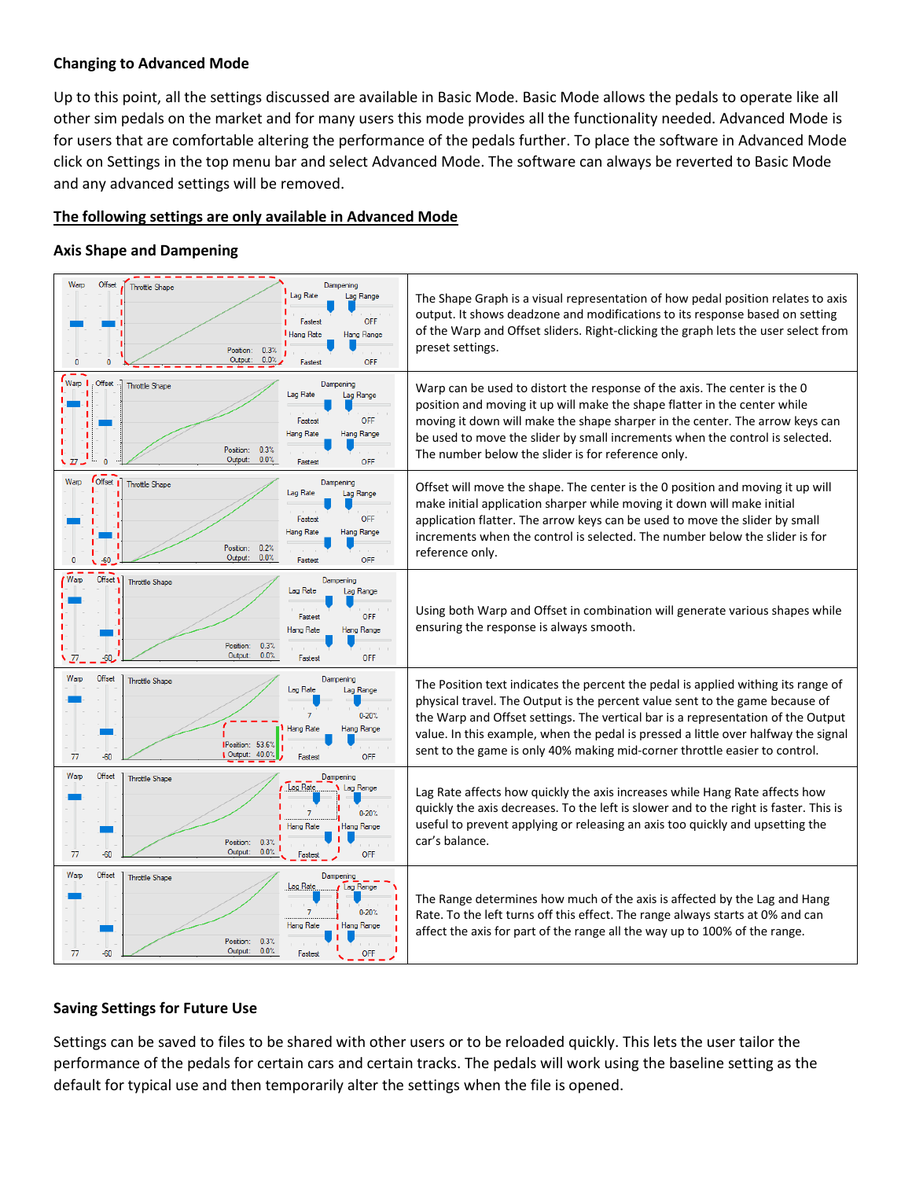**Changing to Advanced Mode**

Up to this point, all the settings discussed are available in Basic Mode. Basic Mode allows the pedals to operate like all other sim pedals on the market and for many users this mode provides all the functionality needed. Advanced Mode is for users that are comfortable altering the performance of the pedals further. To place the software in Advanced Mode click on Settings in the top menu bar and select Advanced Mode. The software can always be reverted to Basic Mode and any advanced settings will be removed.

**The following settings are only available in Advanced Mode**

**Axis Shape and Dampening**

| | |
|---|---|
| | The Shape Graph is a visual representation of how pedal position relates to axis output. It shows deadzone and modifications to its response based on setting of the Warp and Offset sliders. Right-clicking the graph lets the user select from preset settings. |
| | Warp can be used to distort the response of the axis. The center is the 0 position and moving it up will make the shape flatter in the center while moving it down will make the shape sharper in the center. The arrow keys can be used to move the slider by small increments when the control is selected. The number below the slider is for reference only. |
| | Offset will move the shape. The center is the 0 position and moving it up will make initial application sharper while moving it down will make initial application flatter. The arrow keys can be used to move the slider by small increments when the control is selected. The number below the slider is for reference only. |
| | Using both Warp and Offset in combination will generate various shapes while ensuring the response is always smooth. |
| | The Position text indicates the percent the pedal is applied withing its range of physical travel. The Output is the percent value sent to the game because of the Warp and Offset settings. The vertical bar is a representation of the Output value. In this example, when the pedal is pressed a little over halfway the signal sent to the game is only 40% making mid-corner throttle easier to control. |
| | Lag Rate affects how quickly the axis increases while Hang Rate affects how quickly the axis decreases. To the left is slower and to the right is faster. This is useful to prevent applying or releasing an axis too quickly and upsetting the car's balance. |
| | The Range determines how much of the axis is affected by the Lag and Hang Rate. To the left turns off this effect. The range always starts at 0% and can affect the axis for part of the range all the way up to 100% of the range. |

**Saving Settings for Future Use**

Settings can be saved to files to be shared with other users or to be reloaded quickly. This lets the user tailor the performance of the pedals for certain cars and certain tracks. The pedals will work using the baseline setting as the default for typical use and then temporarily alter the settings when the file is opened.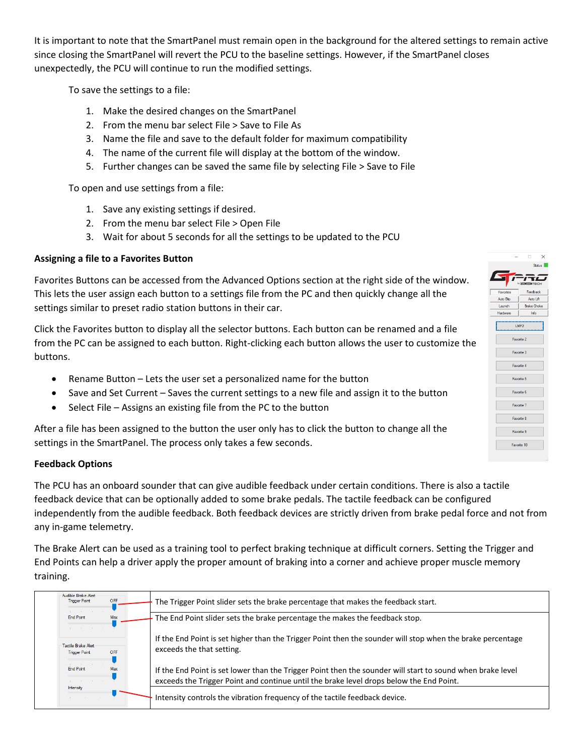It is important to note that the SmartPanel must remain open in the background for the altered settings to remain active since closing the SmartPanel will revert the PCU to the baseline settings. However, if the SmartPanel closes unexpectedly, the PCU will continue to run the modified settings.

To save the settings to a file:

1. Make the desired changes on the SmartPanel
2. From the menu bar select File > Save to File As
3. Name the file and save to the default folder for maximum compatibility
4. The name of the current file will display at the bottom of the window.
5. Further changes can be saved the same file by selecting File > Save to File

To open and use settings from a file:

1. Save any existing settings if desired.
2. From the menu bar select File > Open File
3. Wait for about 5 seconds for all the settings to be updated to the PCU

**Assigning a file to a Favorites Button**

Favorites Buttons can be accessed from the Advanced Options section at the right side of the window. This lets the user assign each button to a settings file from the PC and then quickly change all the settings similar to preset radio station buttons in their car.

Click the Favorites button to display all the selector buttons. Each button can be renamed and a file from the PC can be assigned to each button. Right-clicking each button allows the user to customize the buttons.

- Rename Button – Lets the user set a personalized name for the button
- Save and Set Current – Saves the current settings to a new file and assign it to the button
- Select File – Assigns an existing file from the PC to the button

After a file has been assigned to the button the user only has to click the button to change all the settings in the SmartPanel. The process only takes a few seconds.

**Feedback Options**

The PCU has an onboard sounder that can give audible feedback under certain conditions. There is also a tactile feedback device that can be optionally added to some brake pedals. The tactile feedback can be configured independently from the audible feedback. Both feedback devices are strictly driven from brake pedal force and not from any in-game telemetry.

The Brake Alert can be used as a training tool to perfect braking technique at difficult corners. Setting the Trigger and End Points can help a driver apply the proper amount of braking into a corner and achieve proper muscle memory training.

| | |
|---|---|
| | The Trigger Point slider sets the brake percentage that makes the feedback start. |
| | The End Point slider sets the brake percentage the makes the feedback stop.<br><br>If the End Point is set higher than the Trigger Point then the sounder will stop when the brake percentage exceeds the that setting.<br><br>If the End Point is set lower than the Trigger Point then the sounder will start to sound when brake level exceeds the Trigger Point and continue until the brake level drops below the End Point. |
| | Intensity controls the vibration frequency of the tactile feedback device. |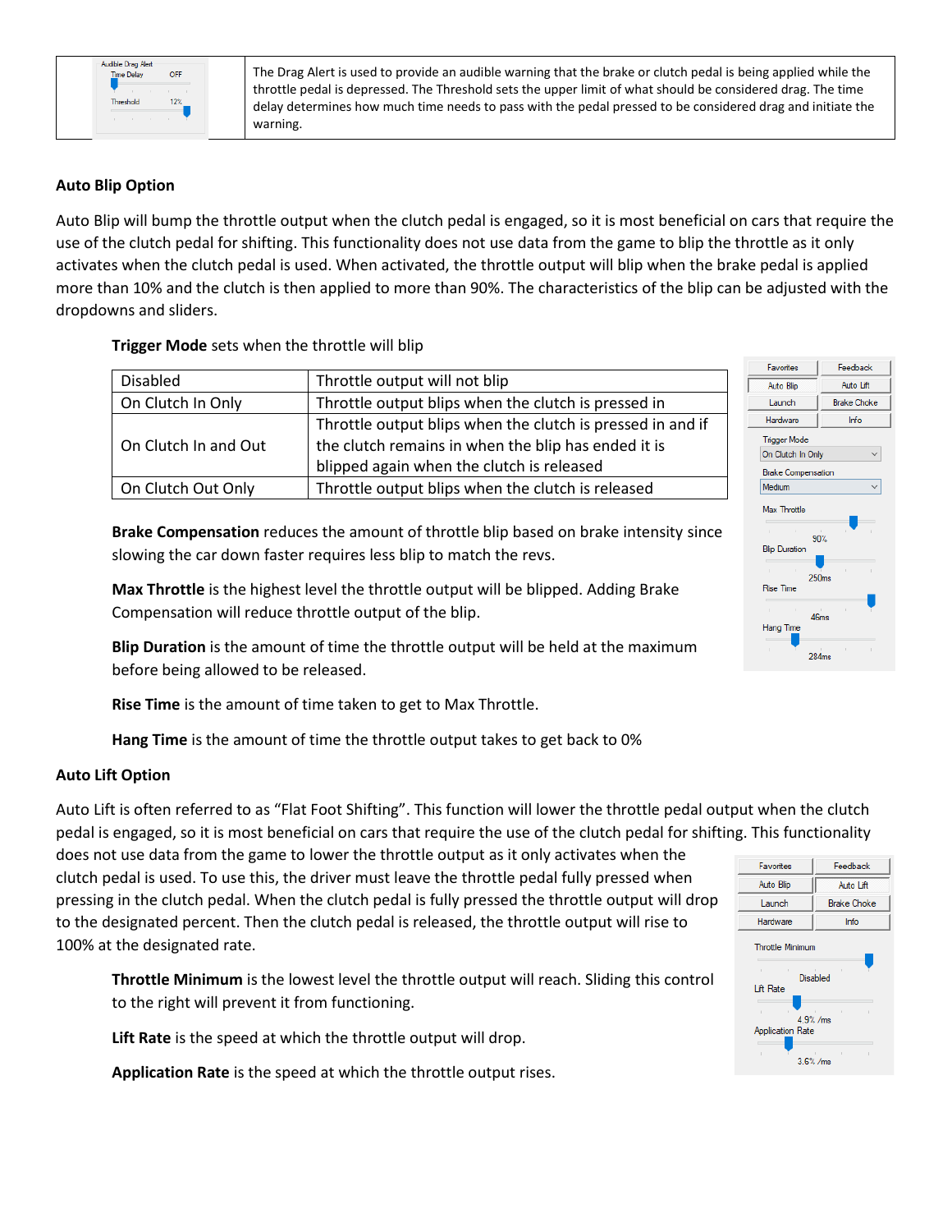| | The Drag Alert is used to provide an audible warning that the brake or clutch pedal is being applied while the throttle pedal is depressed. The Threshold sets the upper limit of what should be considered drag. The time delay determines how much time needs to pass with the pedal pressed to be considered drag and initiate the warning. |
|---|---|

## Auto Blip Option

Auto Blip will bump the throttle output when the clutch pedal is engaged, so it is most beneficial on cars that require the use of the clutch pedal for shifting. This functionality does not use data from the game to blip the throttle as it only activates when the clutch pedal is used. When activated, the throttle output will blip when the brake pedal is applied more than 10% and the clutch is then applied to more than 90%. The characteristics of the blip can be adjusted with the dropdowns and sliders.

**Trigger Mode** sets when the throttle will blip

| Disabled | Throttle output will not blip |
|---|---|
| On Clutch In Only | Throttle output blips when the clutch is pressed in |
| On Clutch In and Out | Throttle output blips when the clutch is pressed in and if the clutch remains in when the blip has ended it is blipped again when the clutch is released |
| On Clutch Out Only | Throttle output blips when the clutch is released |

**Brake Compensation** reduces the amount of throttle blip based on brake intensity since slowing the car down faster requires less blip to match the revs.

**Max Throttle** is the highest level the throttle output will be blipped. Adding Brake Compensation will reduce throttle output of the blip.

**Blip Duration** is the amount of time the throttle output will be held at the maximum before being allowed to be released.

**Rise Time** is the amount of time taken to get to Max Throttle.

**Hang Time** is the amount of time the throttle output takes to get back to 0%

## Auto Lift Option

Auto Lift is often referred to as "Flat Foot Shifting". This function will lower the throttle pedal output when the clutch pedal is engaged, so it is most beneficial on cars that require the use of the clutch pedal for shifting. This functionality does not use data from the game to lower the throttle output as it only activates when the clutch pedal is used. To use this, the driver must leave the throttle pedal fully pressed when pressing in the clutch pedal. When the clutch pedal is fully pressed the throttle output will drop to the designated percent. Then the clutch pedal is released, the throttle output will rise to 100% at the designated rate.

**Throttle Minimum** is the lowest level the throttle output will reach. Sliding this control to the right will prevent it from functioning.

**Lift Rate** is the speed at which the throttle output will drop.

**Application Rate** is the speed at which the throttle output rises.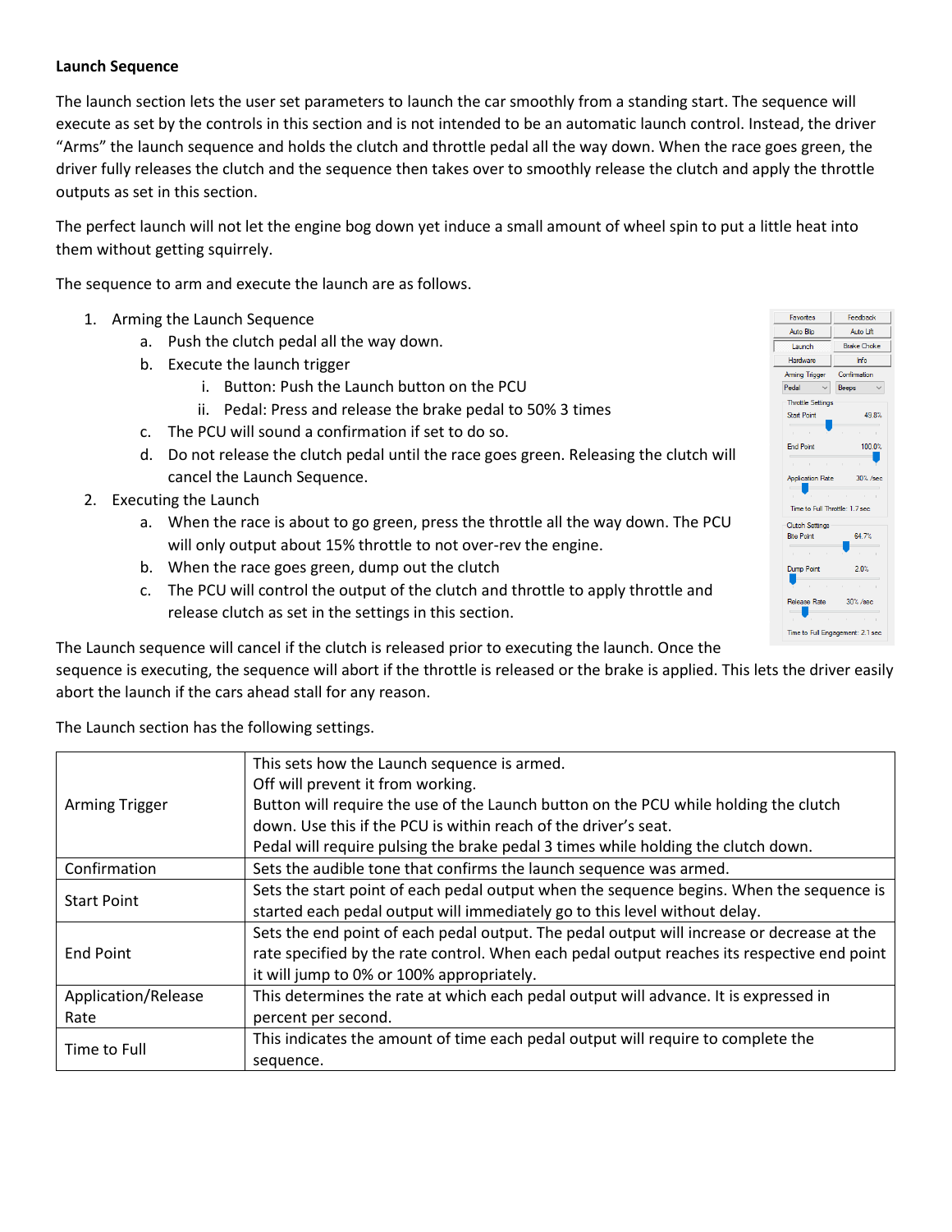**Launch Sequence**

The launch section lets the user set parameters to launch the car smoothly from a standing start. The sequence will execute as set by the controls in this section and is not intended to be an automatic launch control. Instead, the driver "Arms" the launch sequence and holds the clutch and throttle pedal all the way down. When the race goes green, the driver fully releases the clutch and the sequence then takes over to smoothly release the clutch and apply the throttle outputs as set in this section.

The perfect launch will not let the engine bog down yet induce a small amount of wheel spin to put a little heat into them without getting squirrely.

The sequence to arm and execute the launch are as follows.

1. Arming the Launch Sequence
   a. Push the clutch pedal all the way down.
   b. Execute the launch trigger
      i. Button: Push the Launch button on the PCU
      ii. Pedal: Press and release the brake pedal to 50% 3 times
   c. The PCU will sound a confirmation if set to do so.
   d. Do not release the clutch pedal until the race goes green. Releasing the clutch will cancel the Launch Sequence.
2. Executing the Launch
   a. When the race is about to go green, press the throttle all the way down. The PCU will only output about 15% throttle to not over-rev the engine.
   b. When the race goes green, dump out the clutch
   c. The PCU will control the output of the clutch and throttle to apply throttle and release clutch as set in the settings in this section.

The Launch sequence will cancel if the clutch is released prior to executing the launch. Once the sequence is executing, the sequence will abort if the throttle is released or the brake is applied. This lets the driver easily abort the launch if the cars ahead stall for any reason.

The Launch section has the following settings.

| | |
|---|---|
| Arming Trigger | This sets how the Launch sequence is armed.<br>Off will prevent it from working.<br>Button will require the use of the Launch button on the PCU while holding the clutch down. Use this if the PCU is within reach of the driver's seat.<br>Pedal will require pulsing the brake pedal 3 times while holding the clutch down. |
| Confirmation | Sets the audible tone that confirms the launch sequence was armed. |
| Start Point | Sets the start point of each pedal output when the sequence begins. When the sequence is started each pedal output will immediately go to this level without delay. |
| End Point | Sets the end point of each pedal output. The pedal output will increase or decrease at the rate specified by the rate control. When each pedal output reaches its respective end point it will jump to 0% or 100% appropriately. |
| Application/Release Rate | This determines the rate at which each pedal output will advance. It is expressed in percent per second. |
| Time to Full | This indicates the amount of time each pedal output will require to complete the sequence. |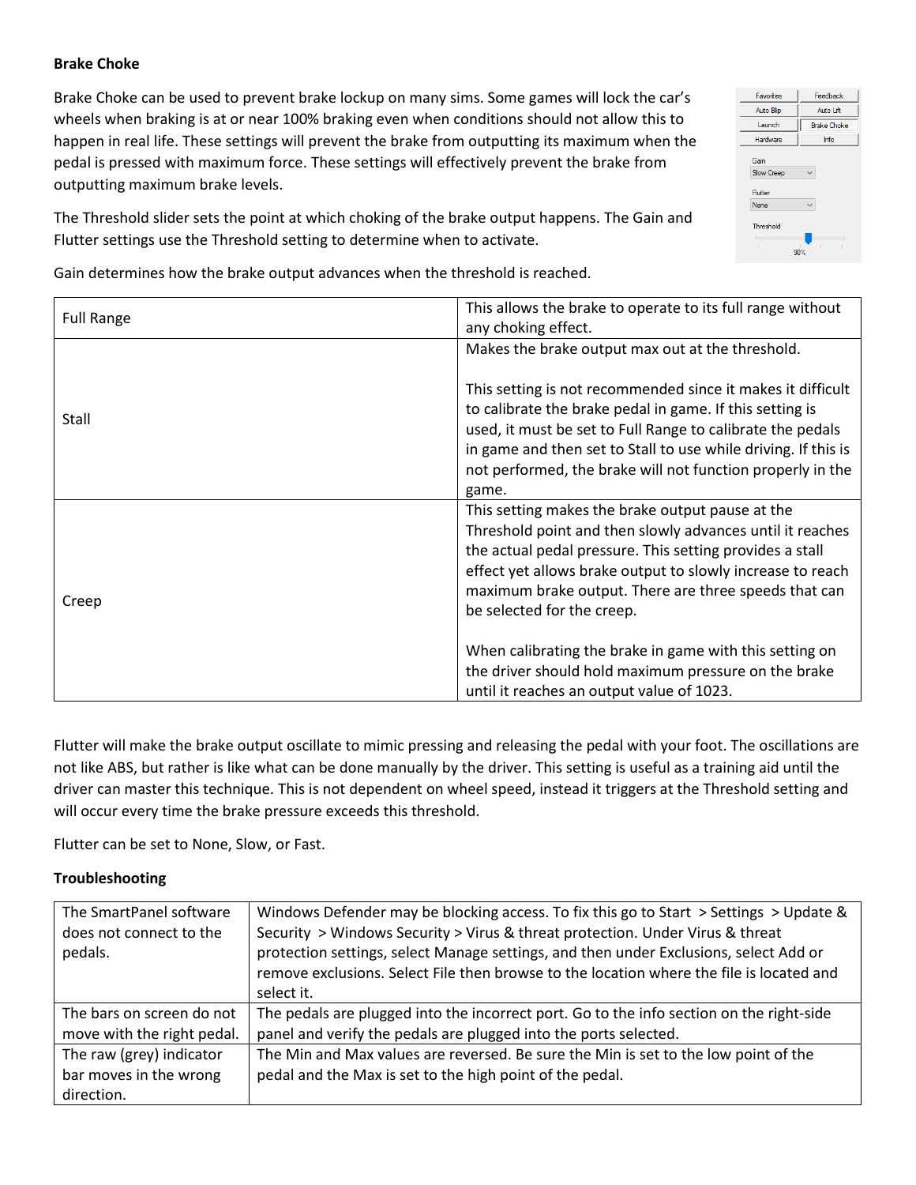### Brake Choke

Brake Choke can be used to prevent brake lockup on many sims. Some games will lock the car's wheels when braking is at or near 100% braking even when conditions should not allow this to happen in real life. These settings will prevent the brake from outputting its maximum when the pedal is pressed with maximum force. These settings will effectively prevent the brake from outputting maximum brake levels.

The Threshold slider sets the point at which choking of the brake output happens. The Gain and Flutter settings use the Threshold setting to determine when to activate.

Gain determines how the brake output advances when the threshold is reached.

| | |
|---|---|
| Full Range | This allows the brake to operate to its full range without any choking effect. |
| Stall | Makes the brake output max out at the threshold.<br><br>This setting is not recommended since it makes it difficult to calibrate the brake pedal in game. If this setting is used, it must be set to Full Range to calibrate the pedals in game and then set to Stall to use while driving. If this is not performed, the brake will not function properly in the game. |
| Creep | This setting makes the brake output pause at the Threshold point and then slowly advances until it reaches the actual pedal pressure. This setting provides a stall effect yet allows brake output to slowly increase to reach maximum brake output. There are three speeds that can be selected for the creep.<br><br>When calibrating the brake in game with this setting on the driver should hold maximum pressure on the brake until it reaches an output value of 1023. |

Flutter will make the brake output oscillate to mimic pressing and releasing the pedal with your foot. The oscillations are not like ABS, but rather is like what can be done manually by the driver. This setting is useful as a training aid until the driver can master this technique. This is not dependent on wheel speed, instead it triggers at the Threshold setting and will occur every time the brake pressure exceeds this threshold.

Flutter can be set to None, Slow, or Fast.

### Troubleshooting

| | |
|---|---|
| The SmartPanel software does not connect to the pedals. | Windows Defender may be blocking access. To fix this go to Start > Settings > Update & Security > Windows Security > Virus & threat protection. Under Virus & threat protection settings, select Manage settings, and then under Exclusions, select Add or remove exclusions. Select File then browse to the location where the file is located and select it. |
| The bars on screen do not move with the right pedal. | The pedals are plugged into the incorrect port. Go to the info section on the right-side panel and verify the pedals are plugged into the ports selected. |
| The raw (grey) indicator bar moves in the wrong direction. | The Min and Max values are reversed. Be sure the Min is set to the low point of the pedal and the Max is set to the high point of the pedal. |